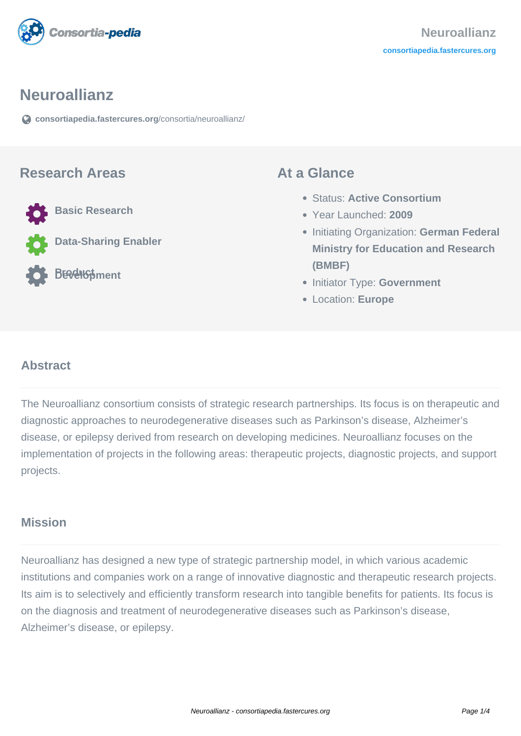# Neuroallianz

consortiapedia.fastercures.org/consortia/neuroallianz/

## Research Areas

- Basic Research
- Data-Sharing Enabler
- Product Development

## At a Glance

- Status: **Active Consortium**
- Year Launched: **2009**
- Initiating Organization: **German Federal Ministry for Education and Research (BMBF)**
- Initiator Type: **Government**
- Location: **Europe**

## Abstract

The Neuroallianz consortium consists of strategic research partnerships. Its focus is on therapeutic and diagnostic approaches to neurodegenerative diseases such as Parkinson's disease, Alzheimer's disease, or epilepsy derived from research on developing medicines. Neuroallianz focuses on the implementation of projects in the following areas: therapeutic projects, diagnostic projects, and support projects.

## Mission

Neuroallianz has designed a new type of strategic partnership model, in which various academic institutions and companies work on a range of innovative diagnostic and therapeutic research projects. Its aim is to selectively and efficiently transform research into tangible benefits for patients. Its focus is on the diagnosis and treatment of neurodegenerative diseases such as Parkinson's disease, Alzheimer's disease, or epilepsy.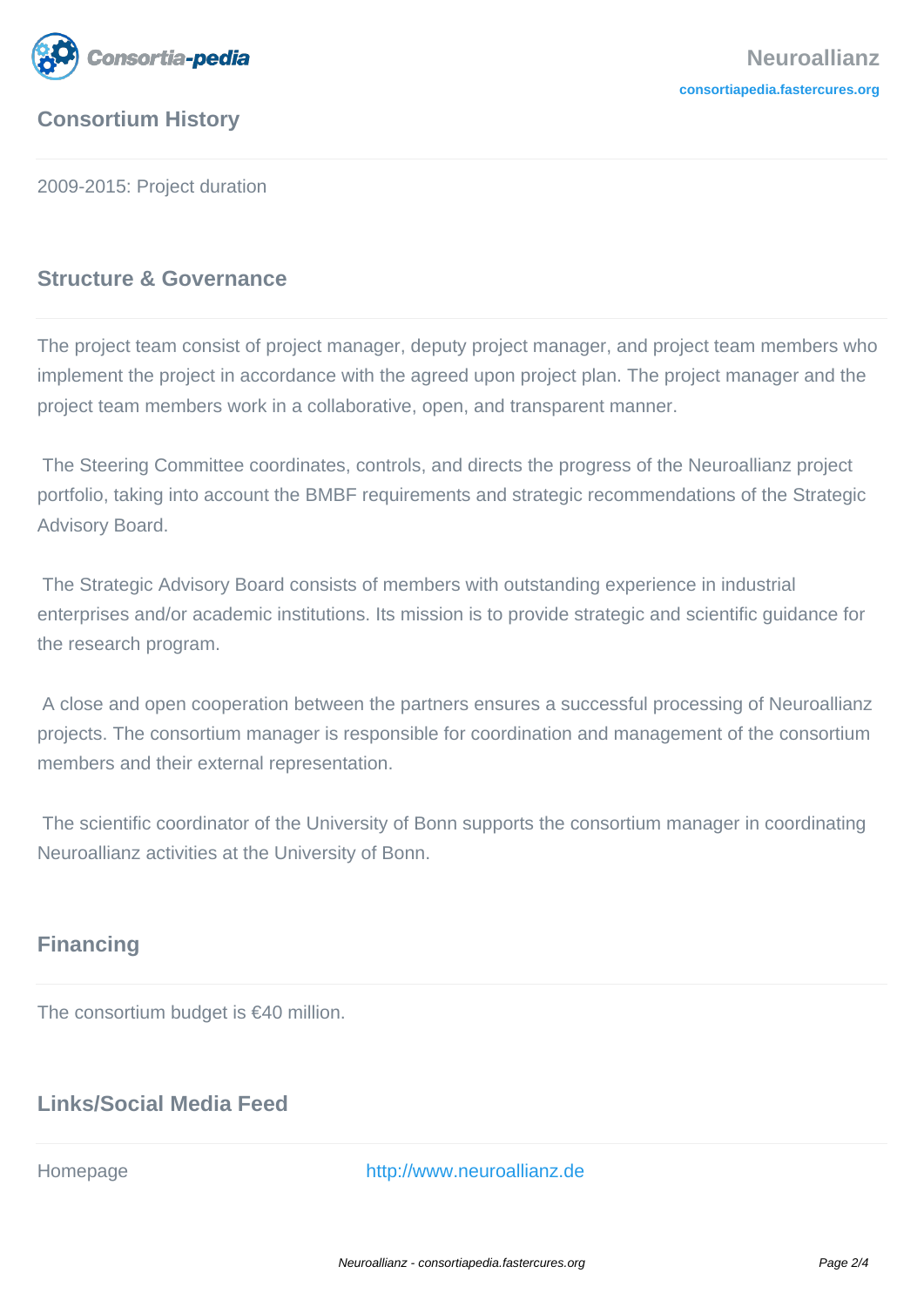## Consortium History

2009-2015: Project duration

## Structure & Governance

The project team consist of project manager, deputy project manager, and project team members who implement the project in accordance with the agreed upon project plan. The project manager and the project team members work in a collaborative, open, and transparent manner.

The Steering Committee coordinates, controls, and directs the progress of the Neuroallianz project portfolio, taking into account the BMBF requirements and strategic recommendations of the Strategic Advisory Board.

The Strategic Advisory Board consists of members with outstanding experience in industrial enterprises and/or academic institutions. Its mission is to provide strategic and scientific guidance for the research program.

A close and open cooperation between the partners ensures a successful processing of Neuroallianz projects. The consortium manager is responsible for coordination and management of the consortium members and their external representation.

The scientific coordinator of the University of Bonn supports the consortium manager in coordinating Neuroallianz activities at the University of Bonn.

## Financing

The consortium budget is €40 million.

## Links/Social Media Feed

| Homepage | http://www.neuroallianz.de |
|---|---|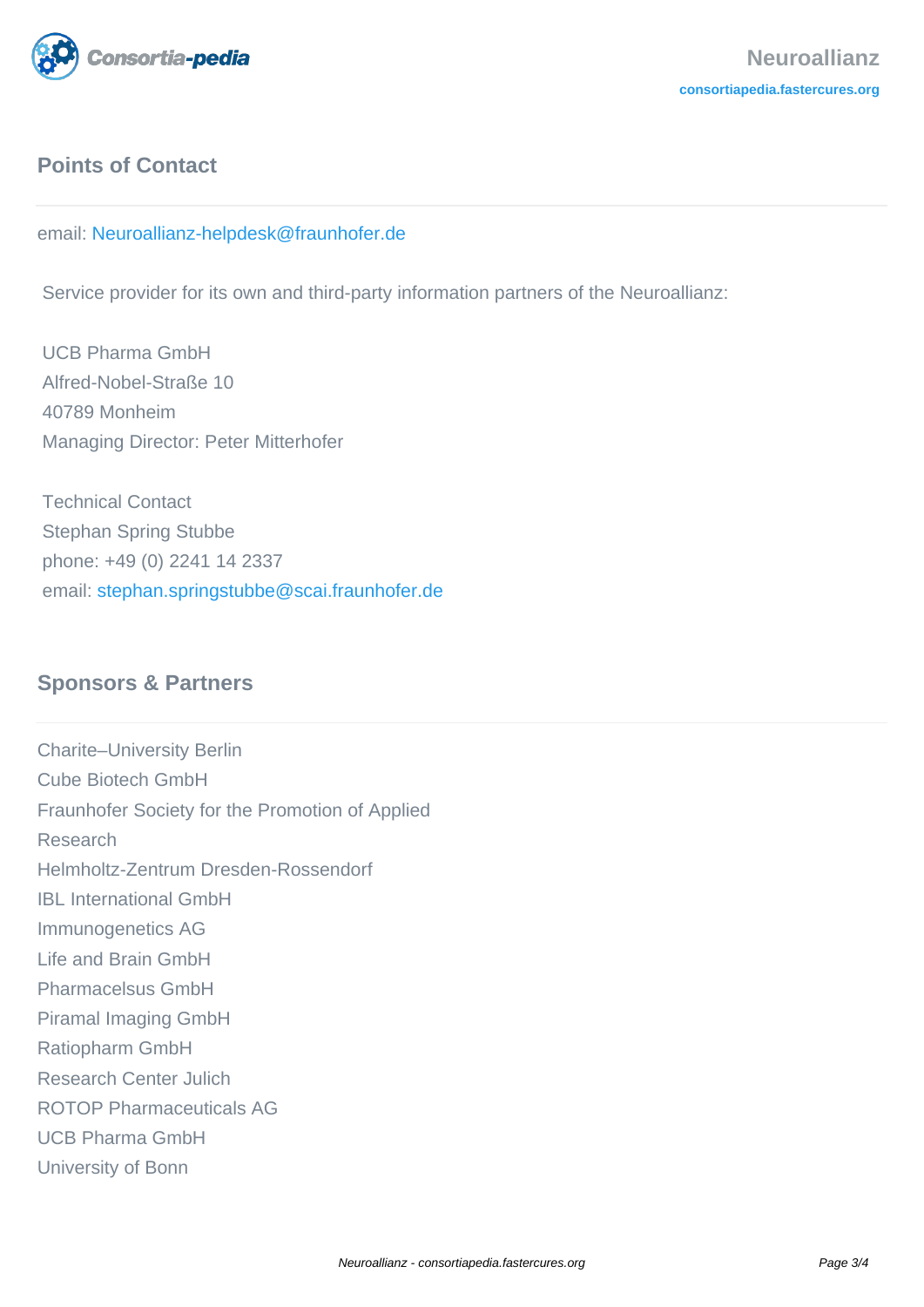## Points of Contact

email: Neuroallianz-helpdesk@fraunhofer.de

Service provider for its own and third-party information partners of the Neuroallianz:

UCB Pharma GmbH
Alfred-Nobel-Straße 10
40789 Monheim
Managing Director: Peter Mitterhofer

Technical Contact
Stephan Spring Stubbe
phone: +49 (0) 2241 14 2337
email: stephan.springstubbe@scai.fraunhofer.de

## Sponsors & Partners

Charite–University Berlin
Cube Biotech GmbH
Fraunhofer Society for the Promotion of Applied Research
Helmholtz-Zentrum Dresden-Rossendorf
IBL International GmbH
Immunogenetics AG
Life and Brain GmbH
Pharmacelsus GmbH
Piramal Imaging GmbH
Ratiopharm GmbH
Research Center Julich
ROTOP Pharmaceuticals AG
UCB Pharma GmbH
University of Bonn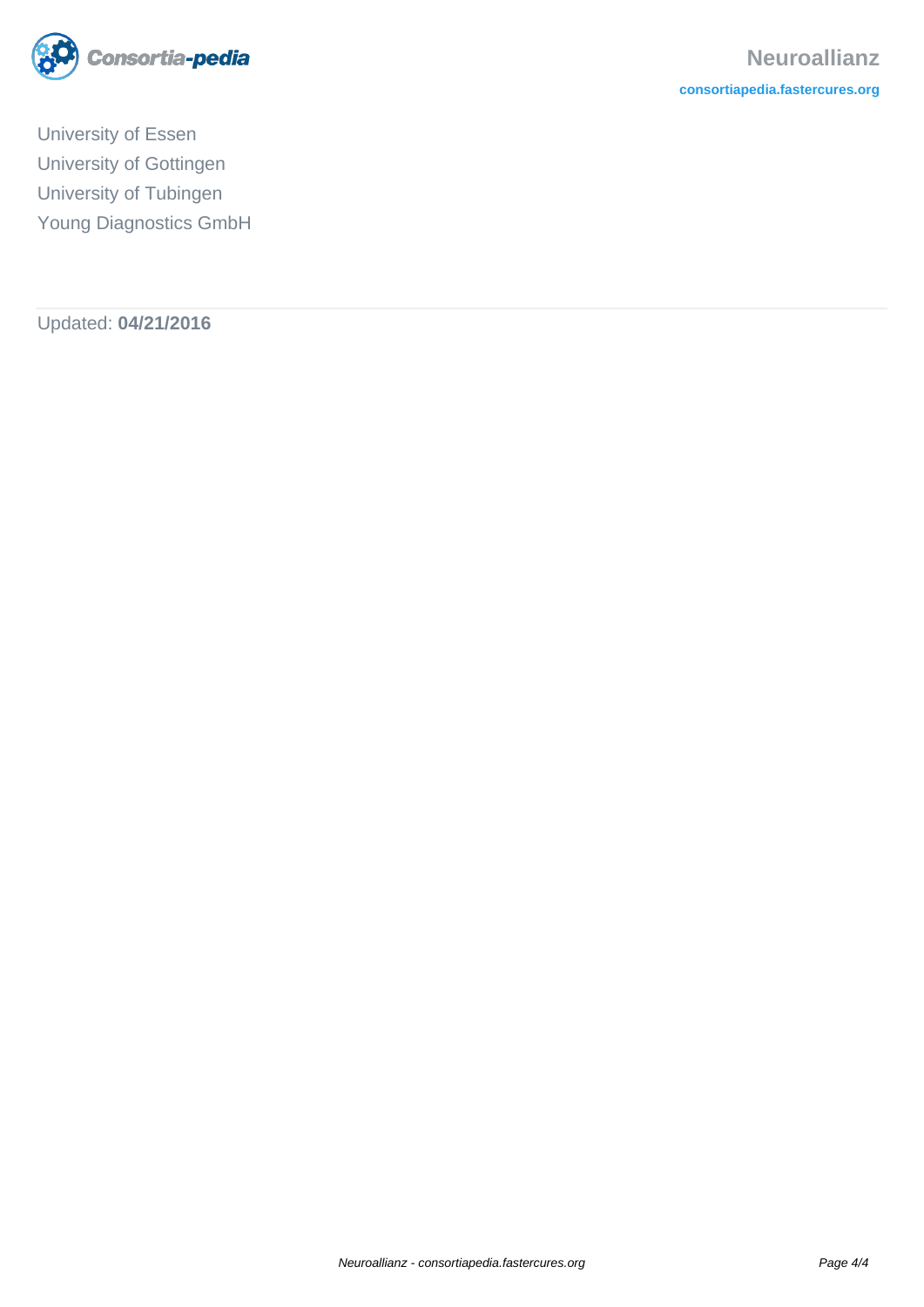University of Essen
University of Gottingen
University of Tubingen
Young Diagnostics GmbH

Updated: **04/21/2016**